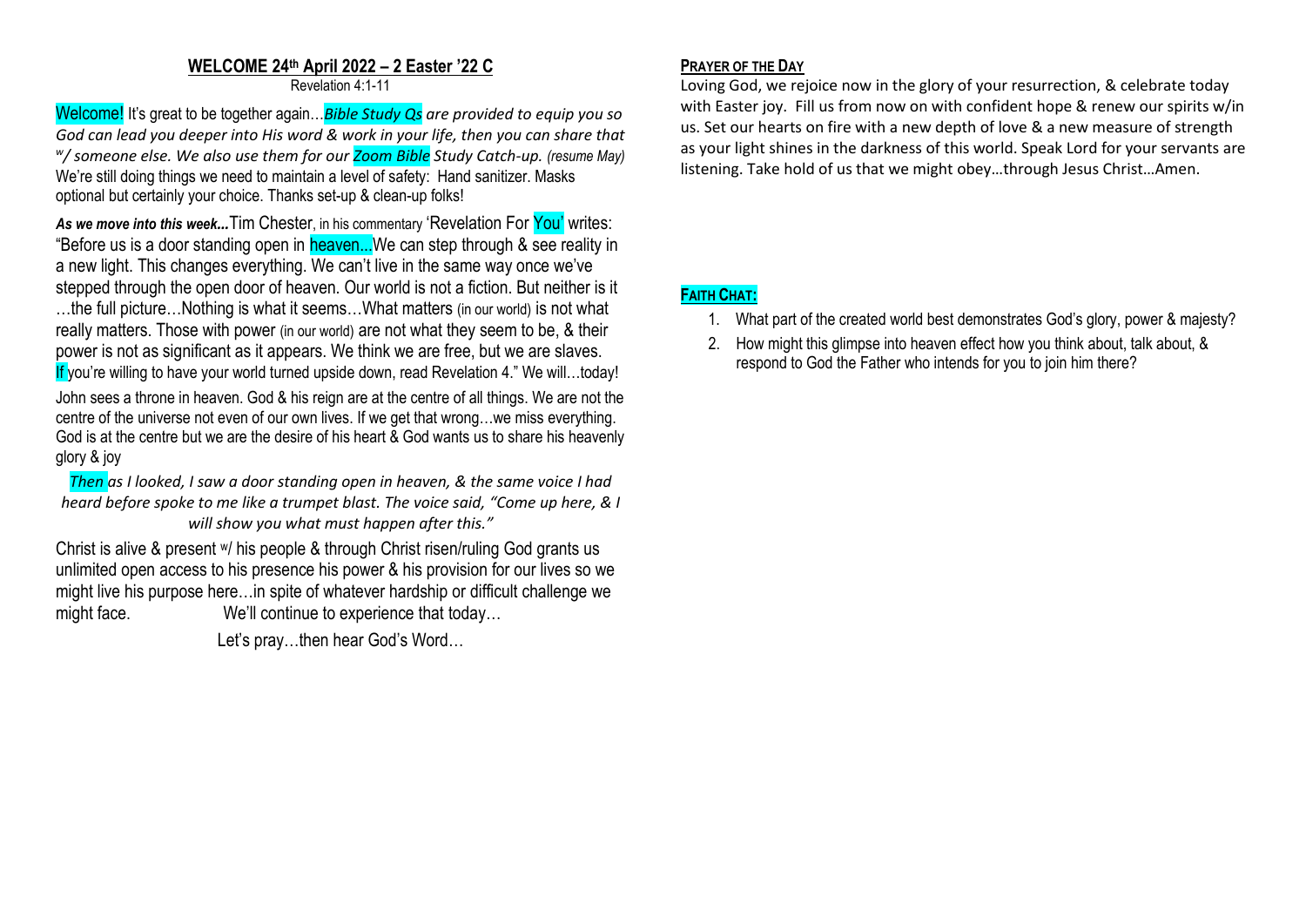## WELCOME 24th April 2022 – 2 Easter '22 C

Revelation 4:1-11

Welcome! It's great to be together again…*Bible Study Qs are provided to equip you so God can lead you deeper into His word & work in your life, then you can share that w/ someone else. We also use them for our Zoom Bible Study Catch-up. (resume May)* We're still doing things we need to maintain a level of safety: Hand sanitizer. Masks optional but certainly your choice. Thanks set-up & clean-up folks!

***As we move into this week...*** Tim Chester, in his commentary 'Revelation For You' writes: "Before us is a door standing open in heaven...We can step through & see reality in a new light. This changes everything. We can't live in the same way once we've stepped through the open door of heaven. Our world is not a fiction. But neither is it …the full picture…Nothing is what it seems…What matters (in our world) is not what really matters. Those with power (in our world) are not what they seem to be, & their power is not as significant as it appears. We think we are free, but we are slaves. If you're willing to have your world turned upside down, read Revelation 4." We will…today!

John sees a throne in heaven. God & his reign are at the centre of all things. We are not the centre of the universe not even of our own lives. If we get that wrong…we miss everything. God is at the centre but we are the desire of his heart & God wants us to share his heavenly glory & joy

*Then as I looked, I saw a door standing open in heaven, & the same voice I had heard before spoke to me like a trumpet blast. The voice said, "Come up here, & I will show you what must happen after this."*

Christ is alive & present w/ his people & through Christ risen/ruling God grants us unlimited open access to his presence his power & his provision for our lives so we might live his purpose here…in spite of whatever hardship or difficult challenge we might face. We'll continue to experience that today…

Let's pray…then hear God's Word…

### PRAYER OF THE DAY

Loving God, we rejoice now in the glory of your resurrection, & celebrate today with Easter joy. Fill us from now on with confident hope & renew our spirits w/in us. Set our hearts on fire with a new depth of love & a new measure of strength as your light shines in the darkness of this world. Speak Lord for your servants are listening. Take hold of us that we might obey…through Jesus Christ…Amen.

### FAITH CHAT:

1. What part of the created world best demonstrates God's glory, power & majesty?
2. How might this glimpse into heaven effect how you think about, talk about, & respond to God the Father who intends for you to join him there?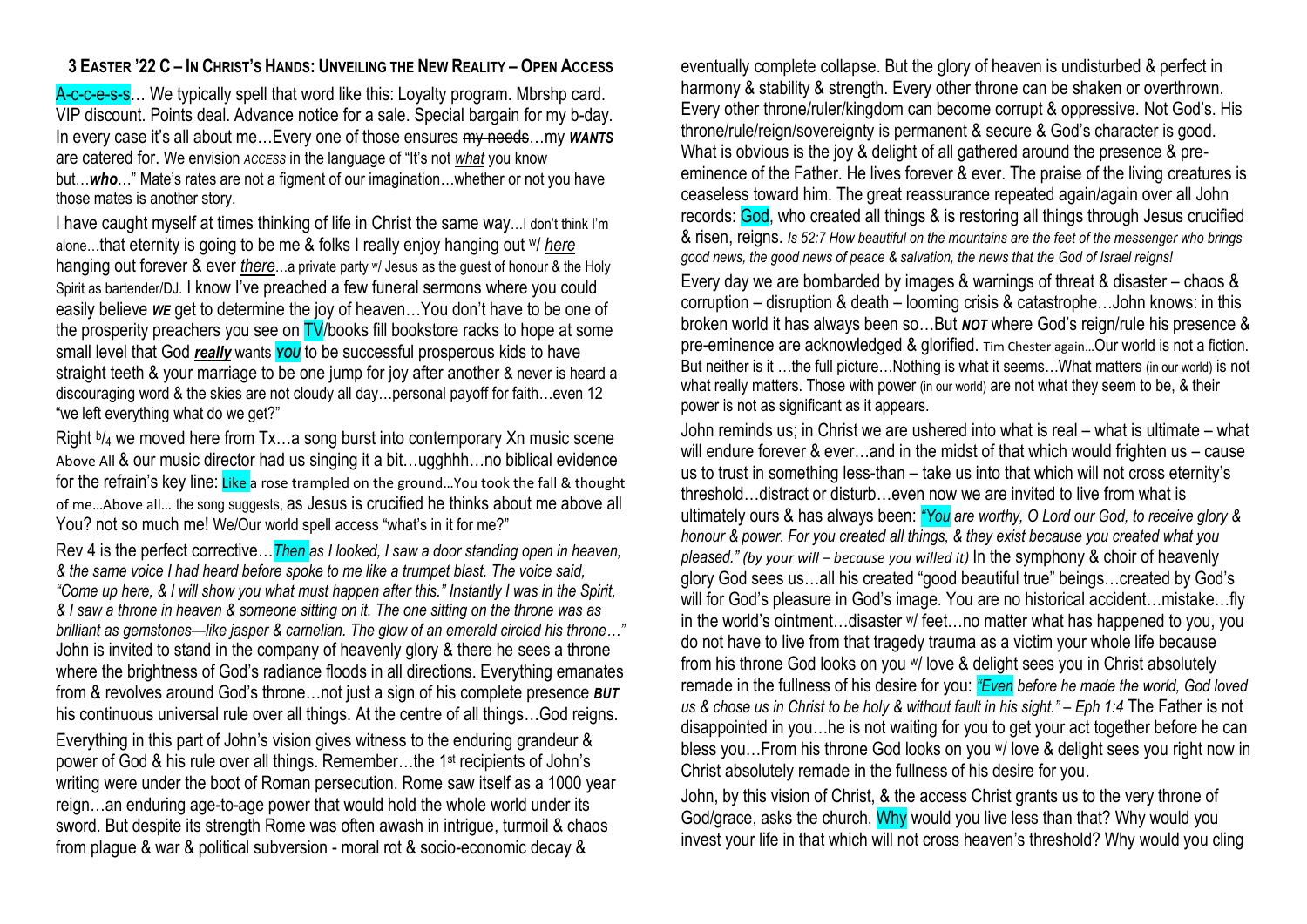## 3 EASTER '22 C – IN CHRIST'S HANDS: UNVEILING THE NEW REALITY – OPEN ACCESS

A-c-c-e-s-s… We typically spell that word like this: Loyalty program. Mbrshp card. VIP discount. Points deal. Advance notice for a sale. Special bargain for my b-day. In every case it's all about me…Every one of those ensures ~~my needs~~…my ***WANTS*** are catered for. We envision *ACCESS* in the language of "It's not *what* you know but…*who*…" Mate's rates are not a figment of our imagination…whether or not you have those mates is another story.

I have caught myself at times thinking of life in Christ the same way…I don't think I'm alone…that eternity is going to be me & folks I really enjoy hanging out w/ *here* hanging out forever & ever *there*…a private party w/ Jesus as the guest of honour & the Holy Spirit as bartender/DJ. I know I've preached a few funeral sermons where you could easily believe ***WE*** get to determine the joy of heaven…You don't have to be one of the prosperity preachers you see on TV/books fill bookstore racks to hope at some small level that God ***really*** wants ***YOU*** to be successful prosperous kids to have straight teeth & your marriage to be one jump for joy after another & never is heard a discouraging word & the skies are not cloudy all day…personal payoff for faith…even 12 "we left everything what do we get?"

Right b/4 we moved here from Tx…a song burst into contemporary Xn music scene Above All & our music director had us singing it a bit…ugghhh…no biblical evidence for the refrain's key line: Like a rose trampled on the ground…You took the fall & thought of me…Above all… the song suggests, as Jesus is crucified he thinks about me above all You? not so much me! We/Our world spell access "what's in it for me?"

Rev 4 is the perfect corrective…*Then as I looked, I saw a door standing open in heaven, & the same voice I had heard before spoke to me like a trumpet blast. The voice said, "Come up here, & I will show you what must happen after this." Instantly I was in the Spirit, & I saw a throne in heaven & someone sitting on it. The one sitting on the throne was as brilliant as gemstones—like jasper & carnelian. The glow of an emerald circled his throne…"* John is invited to stand in the company of heavenly glory & there he sees a throne where the brightness of God's radiance floods in all directions. Everything emanates from & revolves around God's throne…not just a sign of his complete presence ***BUT*** his continuous universal rule over all things. At the centre of all things…God reigns.

Everything in this part of John's vision gives witness to the enduring grandeur & power of God & his rule over all things. Remember…the 1st recipients of John's writing were under the boot of Roman persecution. Rome saw itself as a 1000 year reign…an enduring age-to-age power that would hold the whole world under its sword. But despite its strength Rome was often awash in intrigue, turmoil & chaos from plague & war & political subversion - moral rot & socio-economic decay & eventually complete collapse. But the glory of heaven is undisturbed & perfect in harmony & stability & strength. Every other throne can be shaken or overthrown. Every other throne/ruler/kingdom can become corrupt & oppressive. Not God's. His throne/rule/reign/sovereignty is permanent & secure & God's character is good. What is obvious is the joy & delight of all gathered around the presence & pre-eminence of the Father. He lives forever & ever. The praise of the living creatures is ceaseless toward him. The great reassurance repeated again/again over all John records: God, who created all things & is restoring all things through Jesus crucified & risen, reigns. *Is 52:7 How beautiful on the mountains are the feet of the messenger who brings good news, the good news of peace & salvation, the news that the God of Israel reigns!*

Every day we are bombarded by images & warnings of threat & disaster – chaos & corruption – disruption & death – looming crisis & catastrophe…John knows: in this broken world it has always been so…But ***NOT*** where God's reign/rule his presence & pre-eminence are acknowledged & glorified. Tim Chester again…Our world is not a fiction. But neither is it …the full picture…Nothing is what it seems…What matters (in our world) is not what really matters. Those with power (in our world) are not what they seem to be, & their power is not as significant as it appears.

John reminds us; in Christ we are ushered into what is real – what is ultimate – what will endure forever & ever…and in the midst of that which would frighten us – cause us to trust in something less-than – take us into that which will not cross eternity's threshold…distract or disturb…even now we are invited to live from what is ultimately ours & has always been: *"You are worthy, O Lord our God, to receive glory & honour & power. For you created all things, & they exist because you created what you pleased." (by your will – because you willed it)* In the symphony & choir of heavenly glory God sees us…all his created "good beautiful true" beings…created by God's will for God's pleasure in God's image. You are no historical accident…mistake…fly in the world's ointment…disaster w/ feet…no matter what has happened to you, you do not have to live from that tragedy trauma as a victim your whole life because from his throne God looks on you w/ love & delight sees you in Christ absolutely remade in the fullness of his desire for you: *"Even before he made the world, God loved us & chose us in Christ to be holy & without fault in his sight." – Eph 1:4* The Father is not disappointed in you…he is not waiting for you to get your act together before he can bless you…From his throne God looks on you w/ love & delight sees you right now in Christ absolutely remade in the fullness of his desire for you.

John, by this vision of Christ, & the access Christ grants us to the very throne of God/grace, asks the church, Why would you live less than that? Why would you invest your life in that which will not cross heaven's threshold? Why would you cling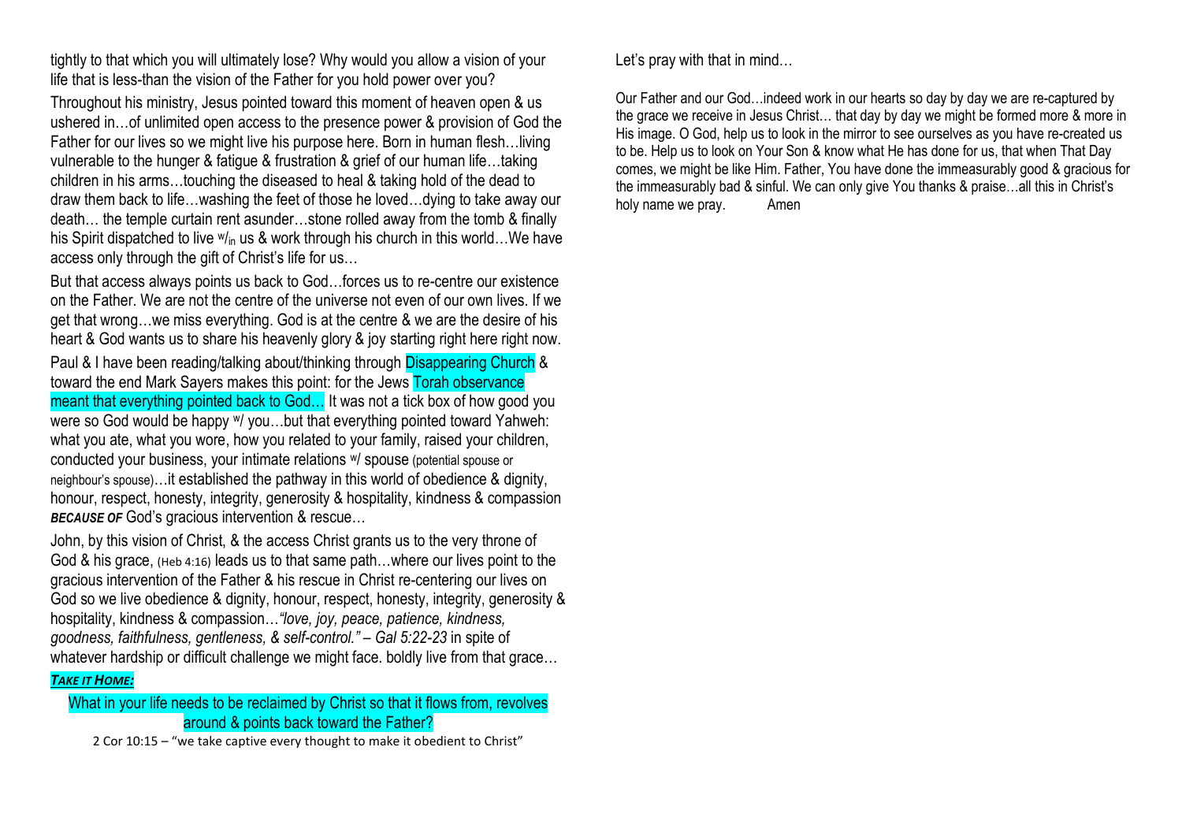tightly to that which you will ultimately lose? Why would you allow a vision of your life that is less-than the vision of the Father for you hold power over you?

Throughout his ministry, Jesus pointed toward this moment of heaven open & us ushered in…of unlimited open access to the presence power & provision of God the Father for our lives so we might live his purpose here. Born in human flesh…living vulnerable to the hunger & fatigue & frustration & grief of our human life…taking children in his arms…touching the diseased to heal & taking hold of the dead to draw them back to life…washing the feet of those he loved…dying to take away our death… the temple curtain rent asunder…stone rolled away from the tomb & finally his Spirit dispatched to live w/in us & work through his church in this world…We have access only through the gift of Christ's life for us…

But that access always points us back to God…forces us to re-centre our existence on the Father. We are not the centre of the universe not even of our own lives. If we get that wrong…we miss everything. God is at the centre & we are the desire of his heart & God wants us to share his heavenly glory & joy starting right here right now.

Paul & I have been reading/talking about/thinking through Disappearing Church & toward the end Mark Sayers makes this point: for the Jews Torah observance meant that everything pointed back to God… It was not a tick box of how good you were so God would be happy w/ you…but that everything pointed toward Yahweh: what you ate, what you wore, how you related to your family, raised your children, conducted your business, your intimate relations w/ spouse (potential spouse or neighbour's spouse)…it established the pathway in this world of obedience & dignity, honour, respect, honesty, integrity, generosity & hospitality, kindness & compassion ***BECAUSE OF*** God's gracious intervention & rescue…

John, by this vision of Christ, & the access Christ grants us to the very throne of God & his grace, (Heb 4:16) leads us to that same path…where our lives point to the gracious intervention of the Father & his rescue in Christ re-centering our lives on God so we live obedience & dignity, honour, respect, honesty, integrity, generosity & hospitality, kindness & compassion…*"love, joy, peace, patience, kindness, goodness, faithfulness, gentleness, & self-control." – Gal 5:22-23* in spite of whatever hardship or difficult challenge we might face. boldly live from that grace…

***TAKE IT HOME:***

What in your life needs to be reclaimed by Christ so that it flows from, revolves around & points back toward the Father?

2 Cor 10:15 – "we take captive every thought to make it obedient to Christ"

Let's pray with that in mind…

Our Father and our God…indeed work in our hearts so day by day we are re-captured by the grace we receive in Jesus Christ… that day by day we might be formed more & more in His image. O God, help us to look in the mirror to see ourselves as you have re-created us to be. Help us to look on Your Son & know what He has done for us, that when That Day comes, we might be like Him. Father, You have done the immeasurably good & gracious for the immeasurably bad & sinful. We can only give You thanks & praise…all this in Christ's holy name we pray. Amen